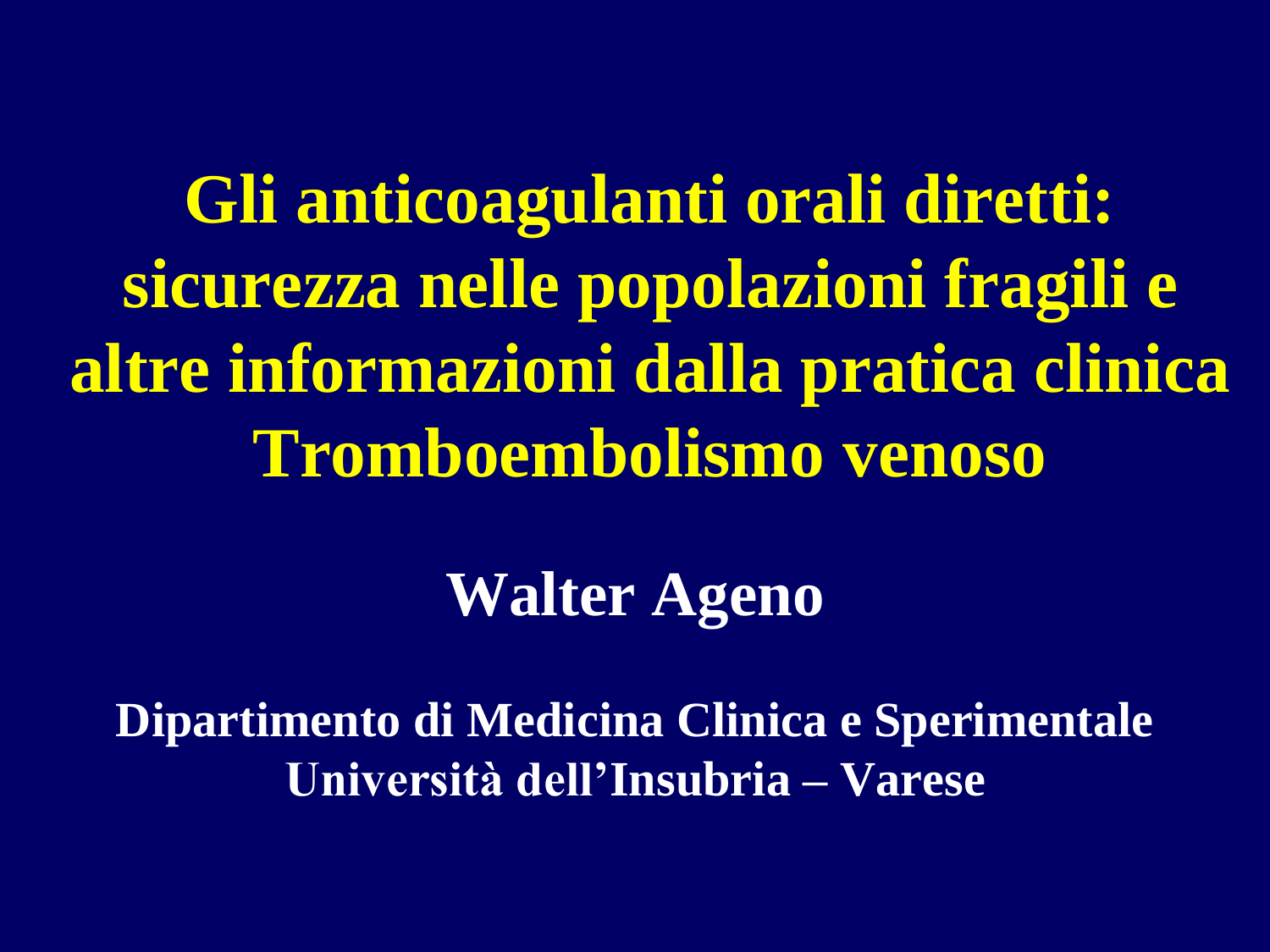# Gli anticoagulanti orali diretti: sicurezza nelle popolazioni fragili e altre informazioni dalla pratica clinica
# Tromboembolismo venoso

**Walter Ageno**

**Dipartimento di Medicina Clinica e Sperimentale**
**Università dell'Insubria – Varese**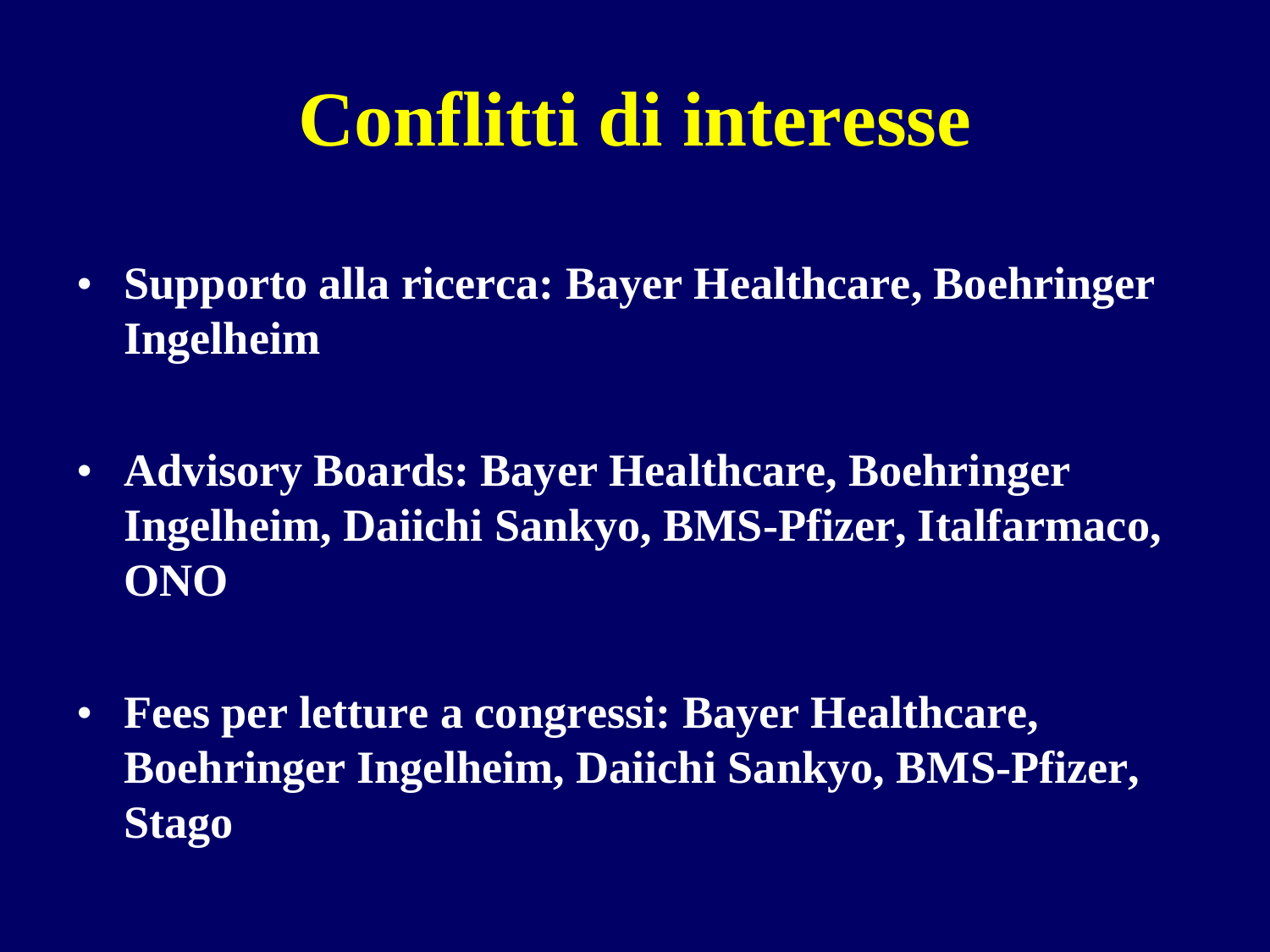# Conflitti di interesse

- **Supporto alla ricerca: Bayer Healthcare, Boehringer Ingelheim**
- **Advisory Boards: Bayer Healthcare, Boehringer Ingelheim, Daiichi Sankyo, BMS-Pfizer, Italfarmaco, ONO**
- **Fees per letture a congressi: Bayer Healthcare, Boehringer Ingelheim, Daiichi Sankyo, BMS-Pfizer, Stago**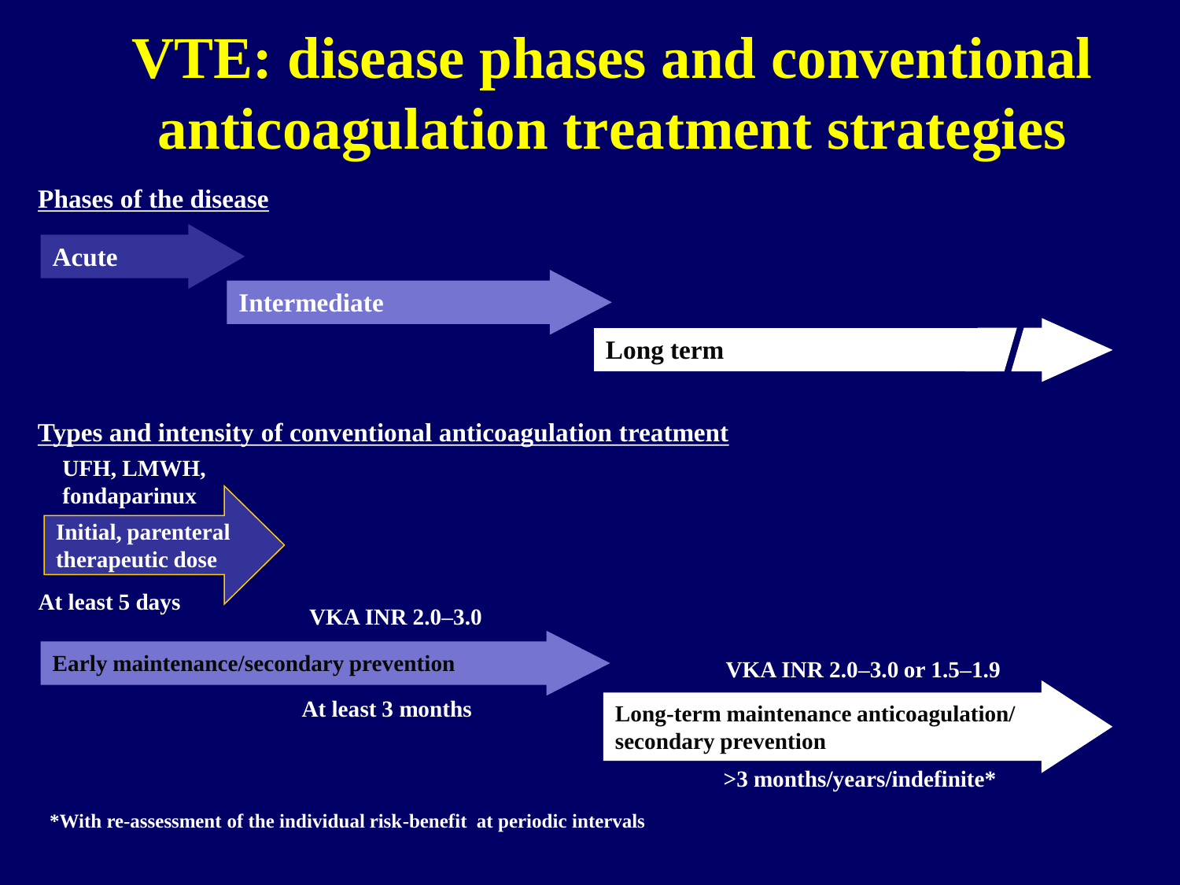# VTE: disease phases and conventional anticoagulation treatment strategies

**Phases of the disease**

- **Acute**
- **Intermediate**
- **Long term**

**Types and intensity of conventional anticoagulation treatment**

**UFH, LMWH, fondaparinux**

**Initial, parenteral therapeutic dose**

**At least 5 days**

**VKA INR 2.0–3.0**

**Early maintenance/secondary prevention**

**At least 3 months**

**VKA INR 2.0–3.0 or 1.5–1.9**

**Long-term maintenance anticoagulation/ secondary prevention**

**>3 months/years/indefinite***

***With re-assessment of the individual risk-benefit at periodic intervals**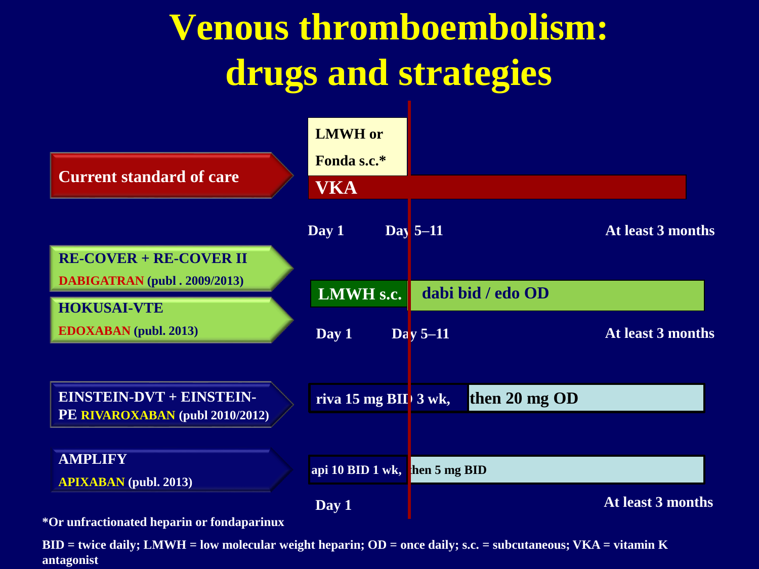# Venous thromboembolism: drugs and strategies

| Trial | Initial phase | Continued phase |
| --- | --- | --- |
| **Current standard of care** | LMWH or Fonda s.c.* + VKA | VKA |
| | Day 1 – Day 5–11 | At least 3 months |
| **RE-COVER + RE-COVER II** DABIGATRAN (publ . 2009/2013); **HOKUSAI-VTE** EDOXABAN (publ. 2013) | LMWH s.c. | dabi bid / edo OD |
| | Day 1 – Day 5–11 | At least 3 months |
| **EINSTEIN-DVT + EINSTEIN-PE** RIVAROXABAN (publ 2010/2012) | riva 15 mg BID 3 wk, | then 20 mg OD |
| **AMPLIFY** APIXABAN (publ. 2013) | api 10 BID 1 wk, | then 5 mg BID |
| | Day 1 | At least 3 months |

*Or unfractionated heparin or fondaparinux

BID = twice daily; LMWH = low molecular weight heparin; OD = once daily; s.c. = subcutaneous; VKA = vitamin K antagonist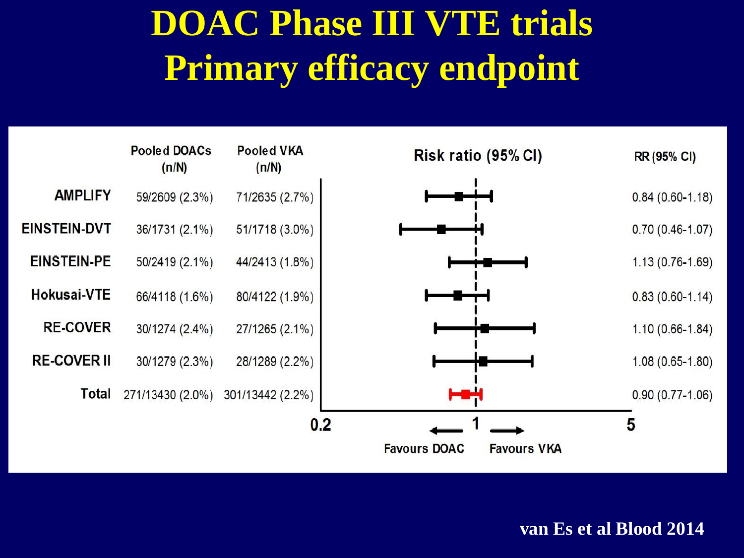# DOAC Phase III VTE trials
# Primary efficacy endpoint

| | Pooled DOACs (n/N) | Pooled VKA (n/N) | RR (95% CI) |
|---|---|---|---|
| AMPLIFY | 59/2609 (2.3%) | 71/2635 (2.7%) | 0.84 (0.60-1.18) |
| EINSTEIN-DVT | 36/1731 (2.1%) | 51/1718 (3.0%) | 0.70 (0.46-1.07) |
| EINSTEIN-PE | 50/2419 (2.1%) | 44/2413 (1.8%) | 1.13 (0.76-1.69) |
| Hokusai-VTE | 66/4118 (1.6%) | 80/4122 (1.9%) | 0.83 (0.60-1.14) |
| RE-COVER | 30/1274 (2.4%) | 27/1265 (2.1%) | 1.10 (0.66-1.84) |
| RE-COVER II | 30/1279 (2.3%) | 28/1289 (2.2%) | 1.08 (0.65-1.80) |
| Total | 271/13430 (2.0%) | 301/13442 (2.2%) | 0.90 (0.77-1.06) |

Risk ratio (95% CI)

0.2 — 1 — 5

Favours DOAC — Favours VKA

van Es et al Blood 2014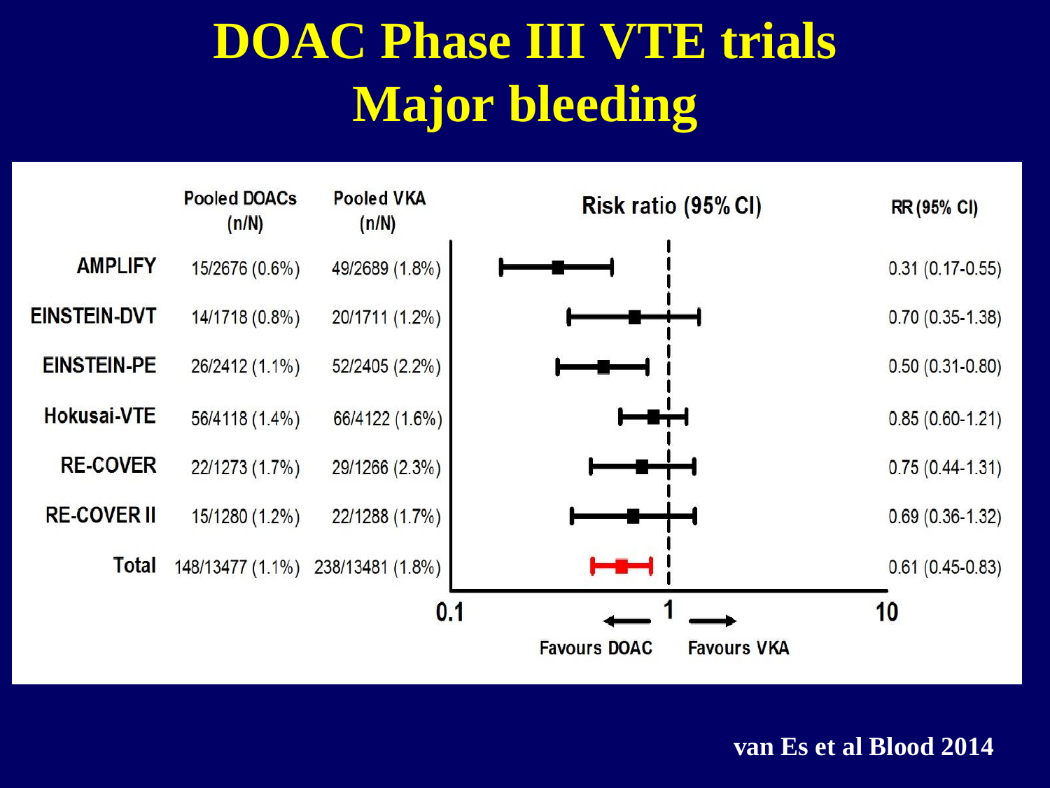# DOAC Phase III VTE trials
# Major bleeding

| | Pooled DOACs (n/N) | Pooled VKA (n/N) | RR (95% CI) |
|---|---|---|---|
| AMPLIFY | 15/2676 (0.6%) | 49/2689 (1.8%) | 0.31 (0.17-0.55) |
| EINSTEIN-DVT | 14/1718 (0.8%) | 20/1711 (1.2%) | 0.70 (0.35-1.38) |
| EINSTEIN-PE | 26/2412 (1.1%) | 52/2405 (2.2%) | 0.50 (0.31-0.80) |
| Hokusai-VTE | 56/4118 (1.4%) | 66/4122 (1.6%) | 0.85 (0.60-1.21) |
| RE-COVER | 22/1273 (1.7%) | 29/1266 (2.3%) | 0.75 (0.44-1.31) |
| RE-COVER II | 15/1280 (1.2%) | 22/1288 (1.7%) | 0.69 (0.36-1.32) |
| Total | 148/13477 (1.1%) | 238/13481 (1.8%) | 0.61 (0.45-0.83) |

Risk ratio (95% CI): 0.1 – 1 – 10; ← Favours DOAC | Favours VKA →

van Es et al Blood 2014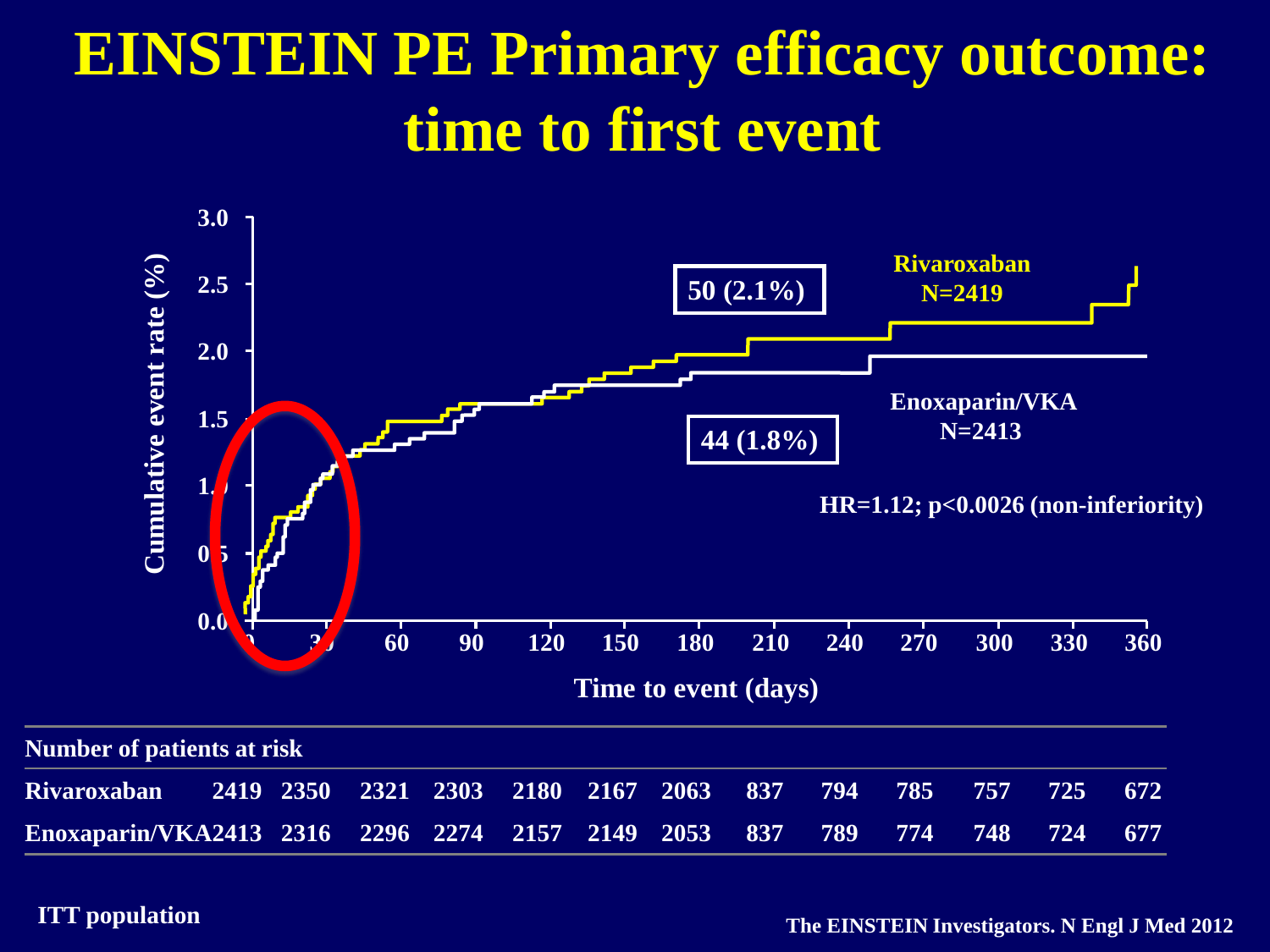# EINSTEIN PE Primary efficacy outcome: time to first event

Cumulative event rate (%)

3.0, 2.5, 2.0, 1.5, 1.0, 0.5, 0.0

Time to event (days)

0, 30, 60, 90, 120, 150, 180, 210, 240, 270, 300, 330, 360

50 (2.1%)

Rivaroxaban N=2419

44 (1.8%)

Enoxaparin/VKA N=2413

HR=1.12; p<0.0026 (non-inferiority)

| Number of patients at risk | | | | | | | | | | | | | |
|---|---|---|---|---|---|---|---|---|---|---|---|---|---|
| Rivaroxaban | 2419 | 2350 | 2321 | 2303 | 2180 | 2167 | 2063 | 837 | 794 | 785 | 757 | 725 | 672 |
| Enoxaparin/VKA | 2413 | 2316 | 2296 | 2274 | 2157 | 2149 | 2053 | 837 | 789 | 774 | 748 | 724 | 677 |

ITT population

The EINSTEIN Investigators. N Engl J Med 2012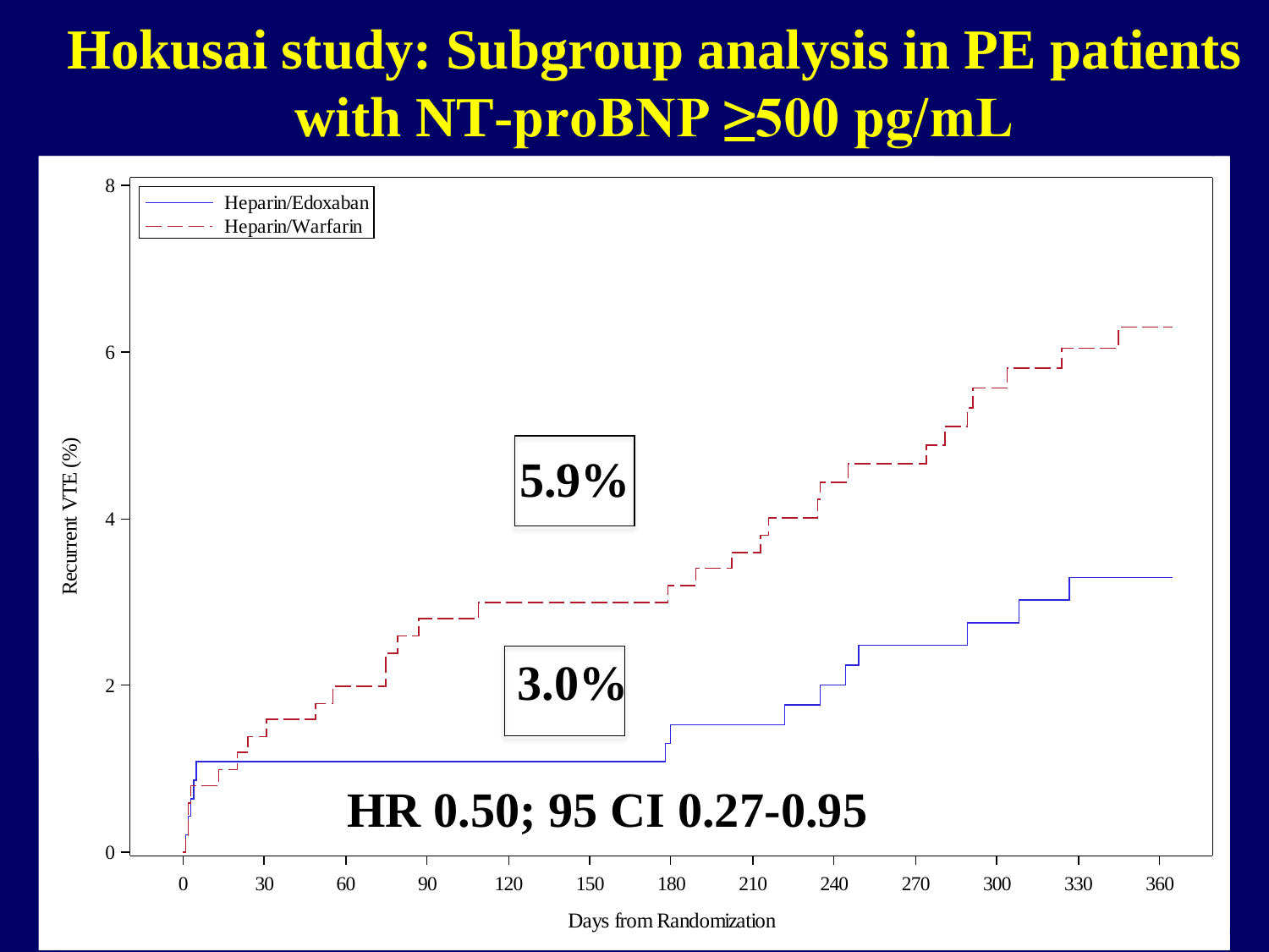# Hokusai study: Subgroup analysis in PE patients with NT-proBNP ≥500 pg/mL

Heparin/Edoxaban
Heparin/Warfarin

5.9%

3.0%

HR 0.50; 95 CI 0.27-0.95

Recurrent VTE (%)

Days from Randomization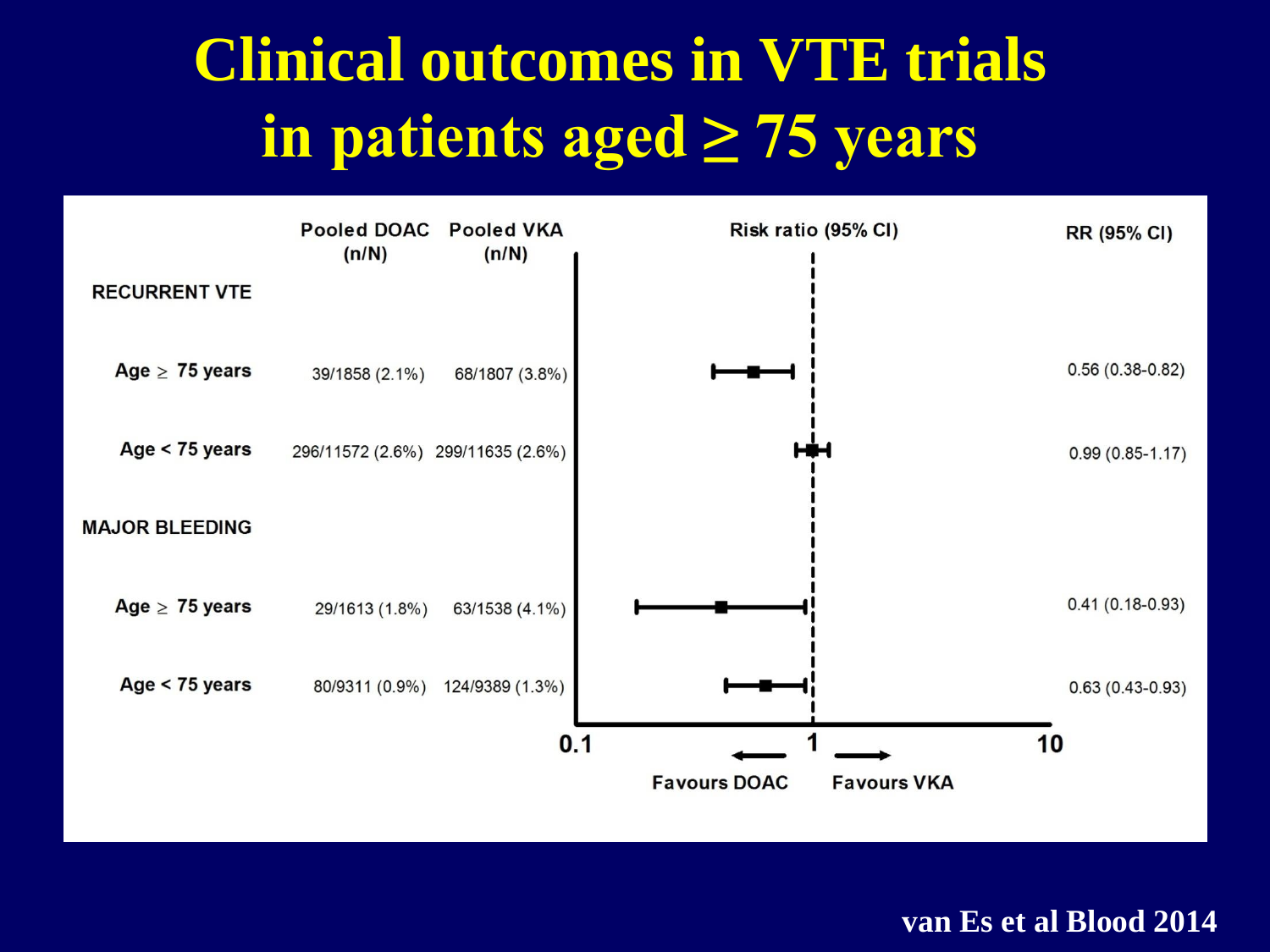# Clinical outcomes in VTE trials in patients aged ≥ 75 years

| | Pooled DOAC (n/N) | Pooled VKA (n/N) | RR (95% CI) |
|---|---|---|---|
| **RECURRENT VTE** | | | |
| Age ≥ 75 years | 39/1858 (2.1%) | 68/1807 (3.8%) | 0.56 (0.38-0.82) |
| Age < 75 years | 296/11572 (2.6%) | 299/11635 (2.6%) | 0.99 (0.85-1.17) |
| **MAJOR BLEEDING** | | | |
| Age ≥ 75 years | 29/1613 (1.8%) | 63/1538 (4.1%) | 0.41 (0.18-0.93) |
| Age < 75 years | 80/9311 (0.9%) | 124/9389 (1.3%) | 0.63 (0.43-0.93) |

Risk ratio (95% CI): 0.1 — 1 — 10; ← Favours DOAC | Favours VKA →

van Es et al Blood 2014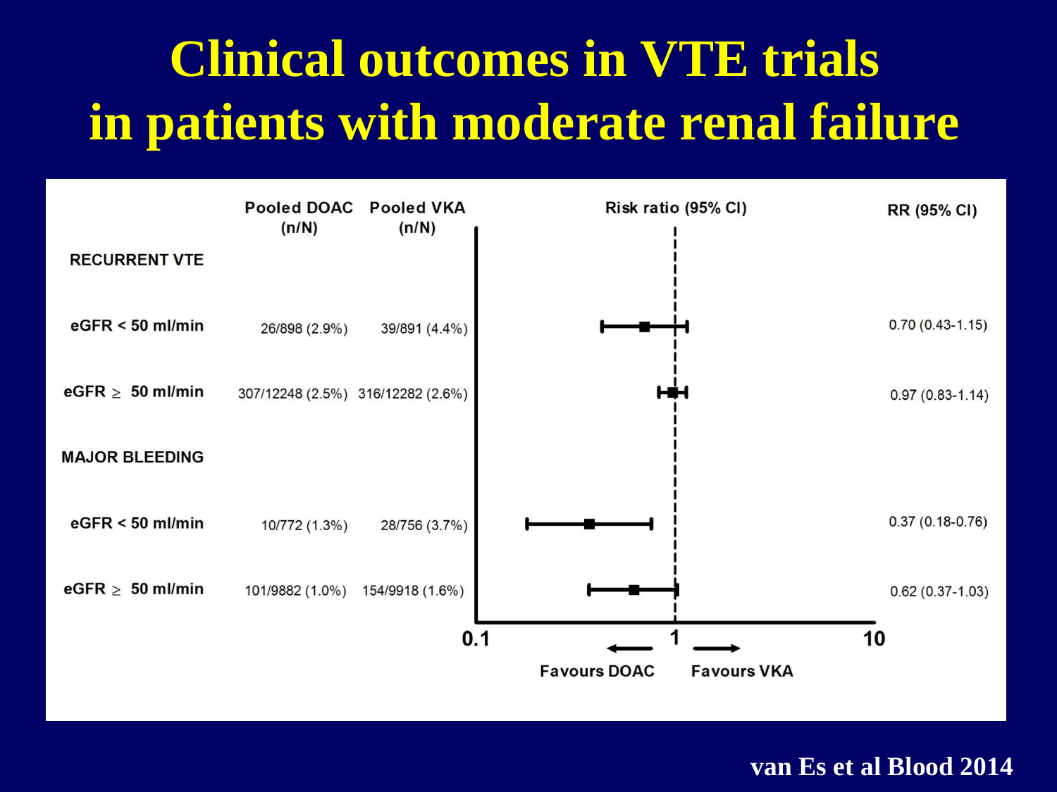# Clinical outcomes in VTE trials in patients with moderate renal failure

| | Pooled DOAC (n/N) | Pooled VKA (n/N) | RR (95% CI) |
|---|---|---|---|
| **RECURRENT VTE** | | | |
| eGFR < 50 ml/min | 26/898 (2.9%) | 39/891 (4.4%) | 0.70 (0.43-1.15) |
| eGFR ≥ 50 ml/min | 307/12248 (2.5%) | 316/12282 (2.6%) | 0.97 (0.83-1.14) |
| **MAJOR BLEEDING** | | | |
| eGFR < 50 ml/min | 10/772 (1.3%) | 28/756 (3.7%) | 0.37 (0.18-0.76) |
| eGFR ≥ 50 ml/min | 101/9882 (1.0%) | 154/9918 (1.6%) | 0.62 (0.37-1.03) |

Risk ratio (95% CI): 0.1 — 1 — 10; ← Favours DOAC | Favours VKA →

van Es et al Blood 2014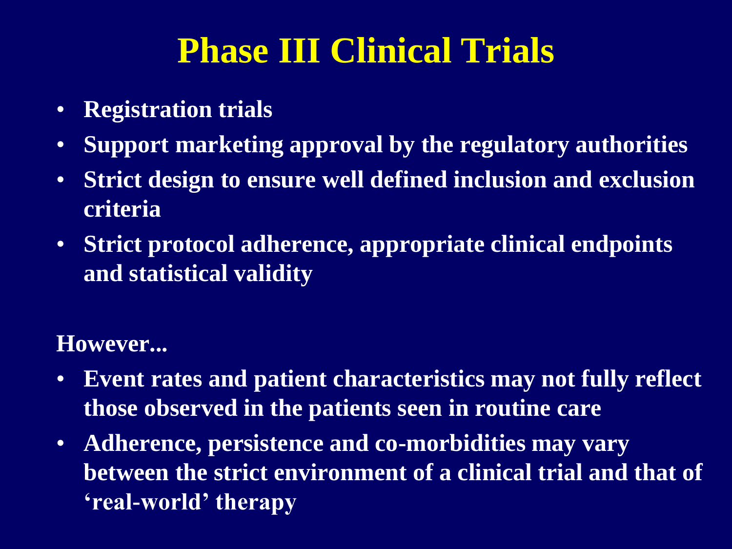# Phase III Clinical Trials

- **Registration trials**
- **Support marketing approval by the regulatory authorities**
- **Strict design to ensure well defined inclusion and exclusion criteria**
- **Strict protocol adherence, appropriate clinical endpoints and statistical validity**

**However...**

- **Event rates and patient characteristics may not fully reflect those observed in the patients seen in routine care**
- **Adherence, persistence and co-morbidities may vary between the strict environment of a clinical trial and that of 'real-world' therapy**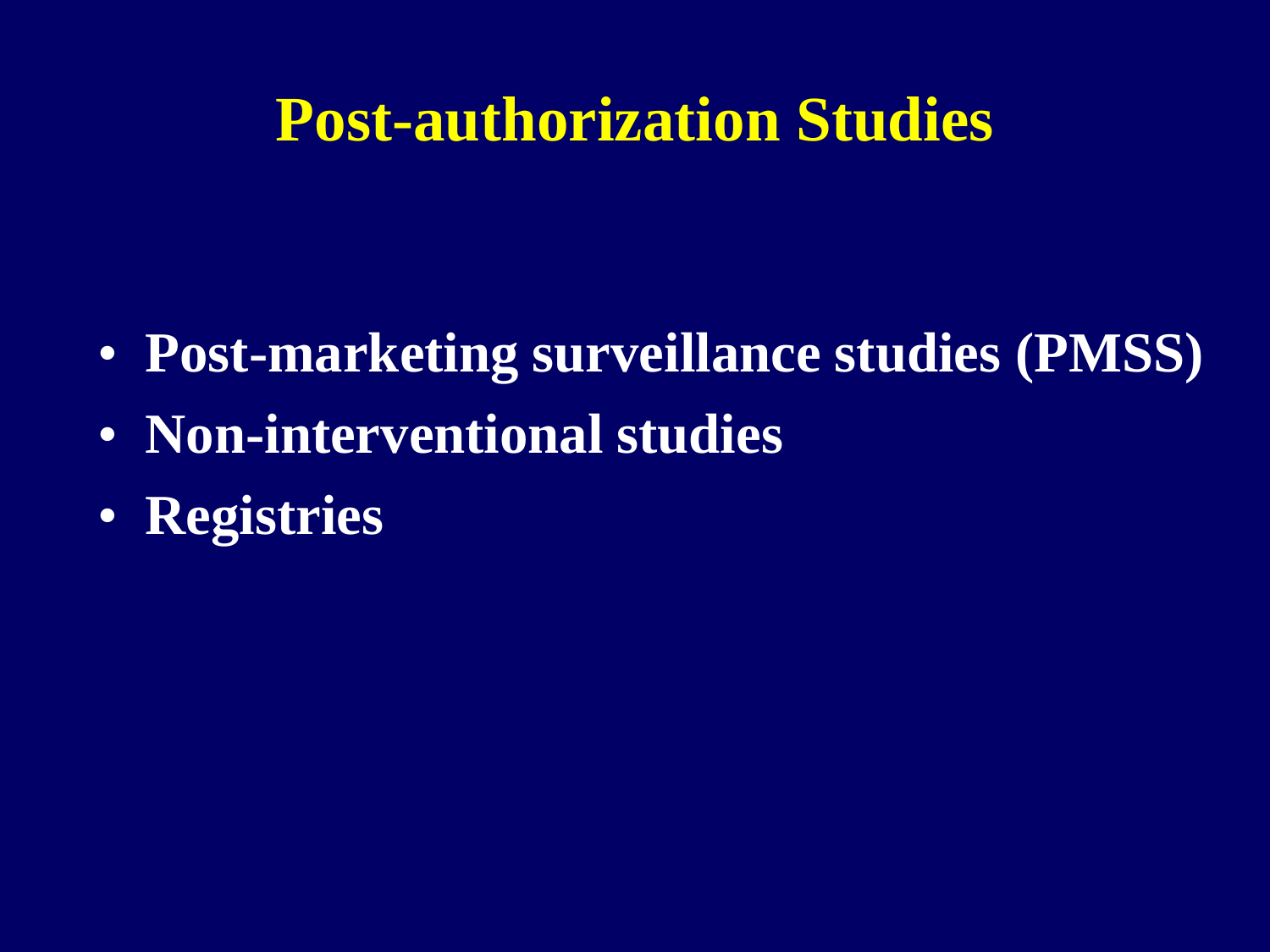# Post-authorization Studies

- **Post-marketing surveillance studies (PMSS)**
- **Non-interventional studies**
- **Registries**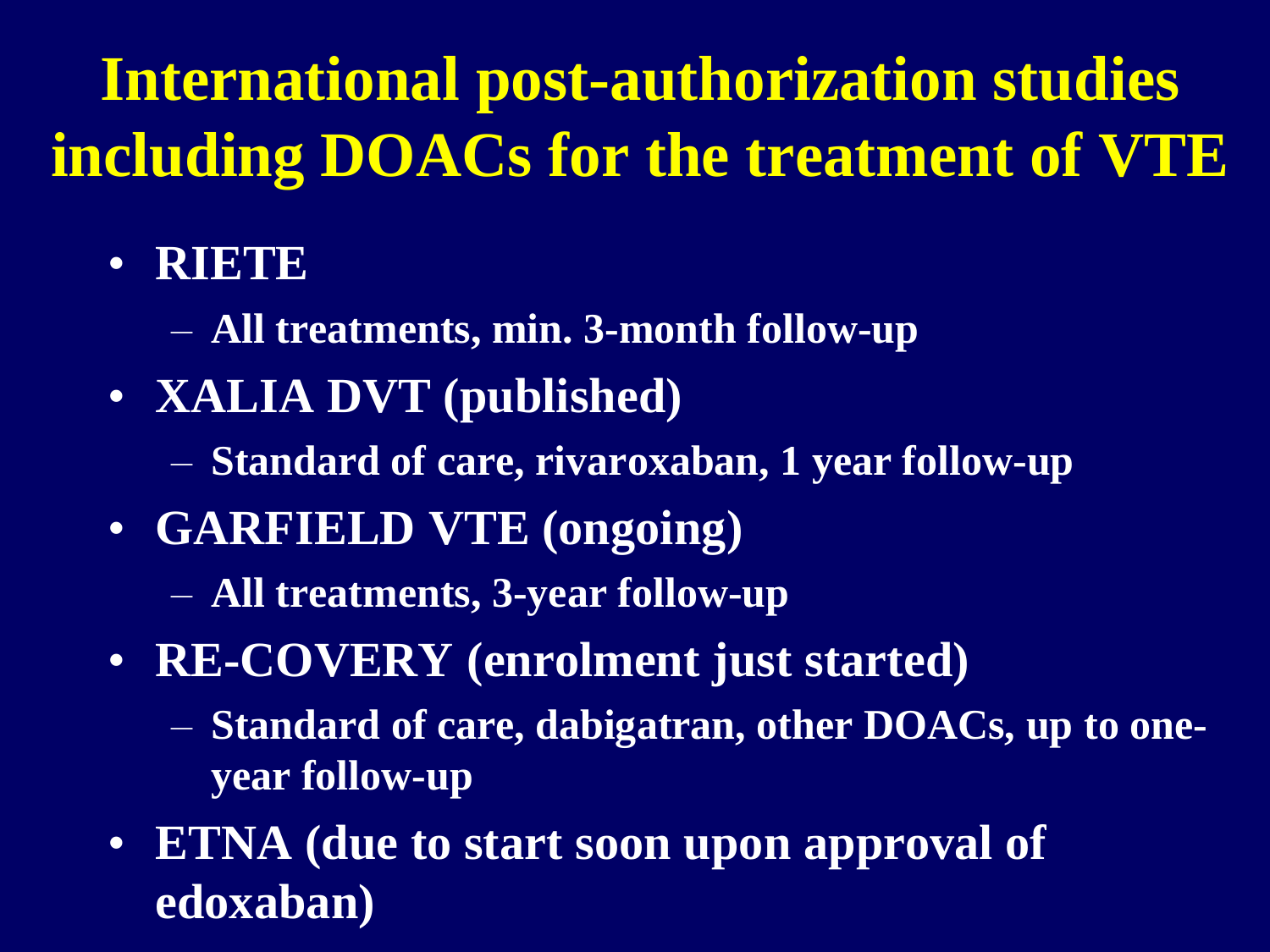# International post-authorization studies including DOACs for the treatment of VTE

- **RIETE**
  - **All treatments, min. 3-month follow-up**
- **XALIA DVT (published)**
  - **Standard of care, rivaroxaban, 1 year follow-up**
- **GARFIELD VTE (ongoing)**
  - **All treatments, 3-year follow-up**
- **RE-COVERY (enrolment just started)**
  - **Standard of care, dabigatran, other DOACs, up to one-year follow-up**
- **ETNA (due to start soon upon approval of edoxaban)**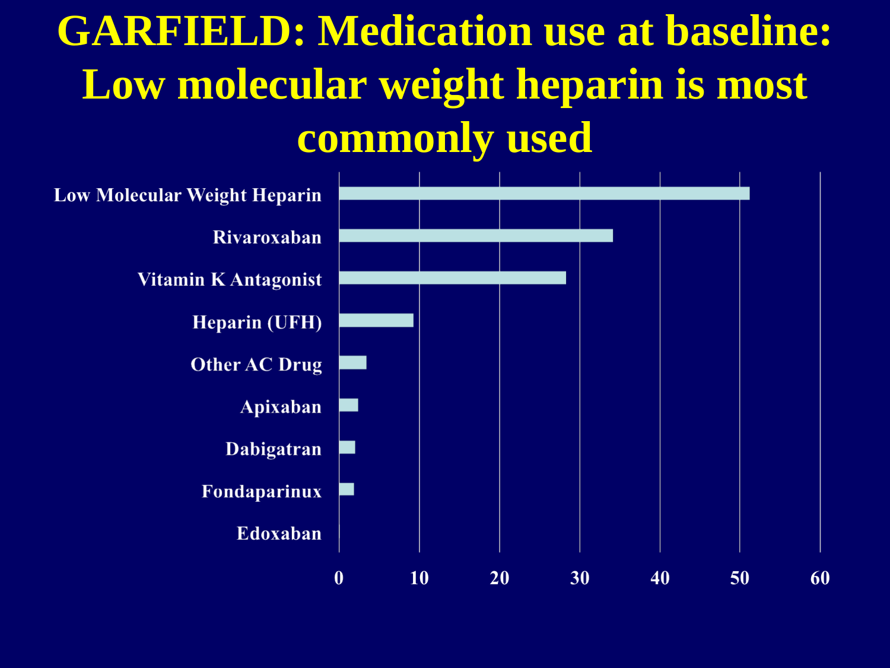# GARFIELD: Medication use at baseline: Low molecular weight heparin is most commonly used

| Medication | Approximate value (read from chart) |
| --- | --- |
| Low Molecular Weight Heparin | ~51 |
| Rivaroxaban | ~34 |
| Vitamin K Antagonist | ~28 |
| Heparin (UFH) | ~9 |
| Other AC Drug | ~3 |
| Apixaban | ~2 |
| Dabigatran | ~2 |
| Fondaparinux | ~2 |
| Edoxaban | ~0 |

Axis: 0, 10, 20, 30, 40, 50, 60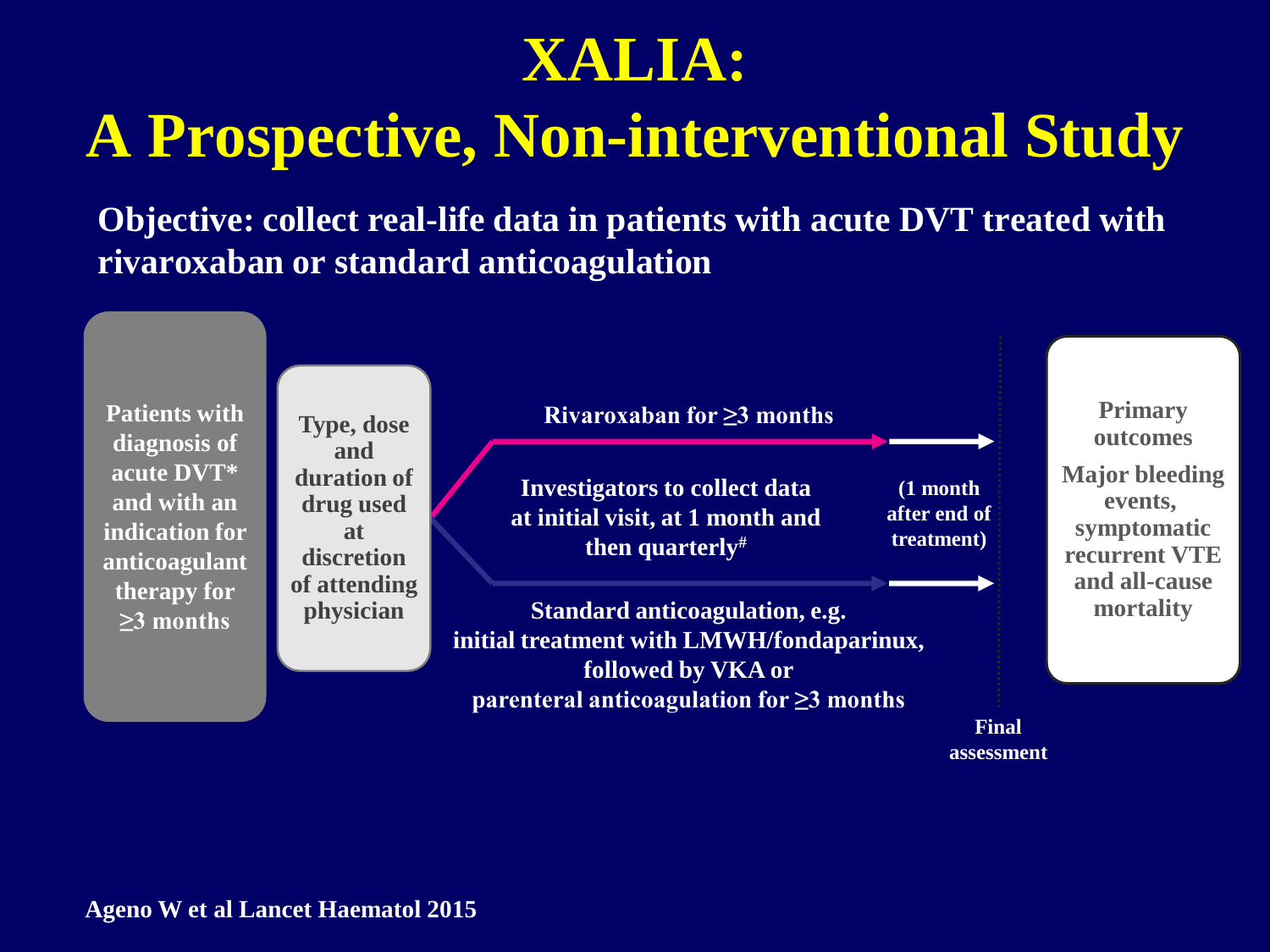# XALIA:

# A Prospective, Non-interventional Study

**Objective: collect real-life data in patients with acute DVT treated with rivaroxaban or standard anticoagulation**

**Patients with diagnosis of acute DVT* and with an indication for anticoagulant therapy for ≥3 months**

**Type, dose and duration of drug used at discretion of attending physician**

**Rivaroxaban for ≥3 months**

**Investigators to collect data at initial visit, at 1 month and then quarterly#**

**Standard anticoagulation, e.g. initial treatment with LMWH/fondaparinux, followed by VKA or parenteral anticoagulation for ≥3 months**

**(1 month after end of treatment)**

**Final assessment**

**Primary outcomes**

**Major bleeding events, symptomatic recurrent VTE and all-cause mortality**

Ageno W et al Lancet Haematol 2015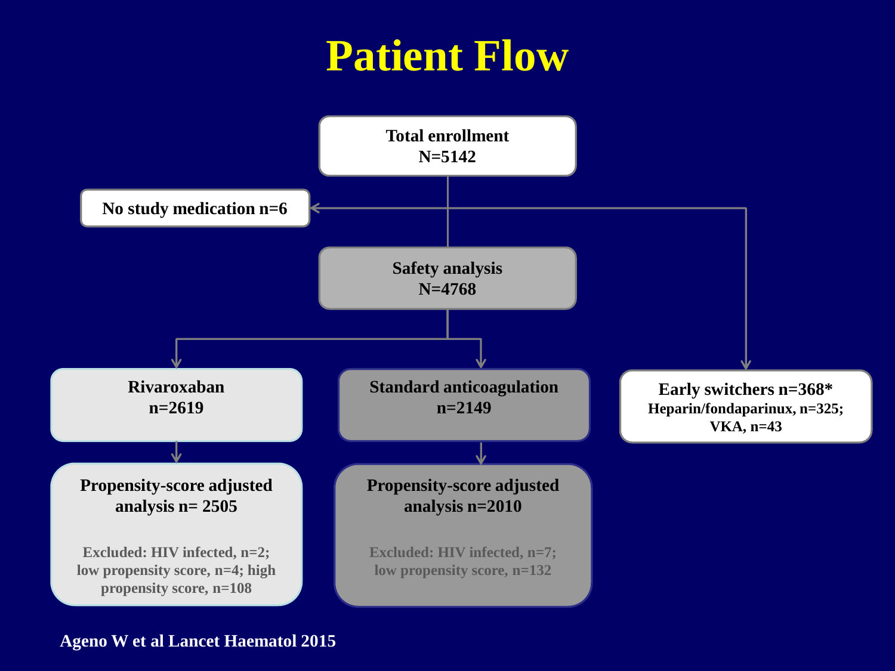# Patient Flow

**Total enrollment**
**N=5142**

**No study medication n=6**

**Safety analysis**
**N=4768**

**Rivaroxaban**
**n=2619**

**Standard anticoagulation**
**n=2149**

**Early switchers n=368***
**Heparin/fondaparinux, n=325; VKA, n=43**

**Propensity-score adjusted analysis n= 2505**

Excluded: HIV infected, n=2; low propensity score, n=4; high propensity score, n=108

**Propensity-score adjusted analysis n=2010**

Excluded: HIV infected, n=7; low propensity score, n=132

Ageno W et al Lancet Haematol 2015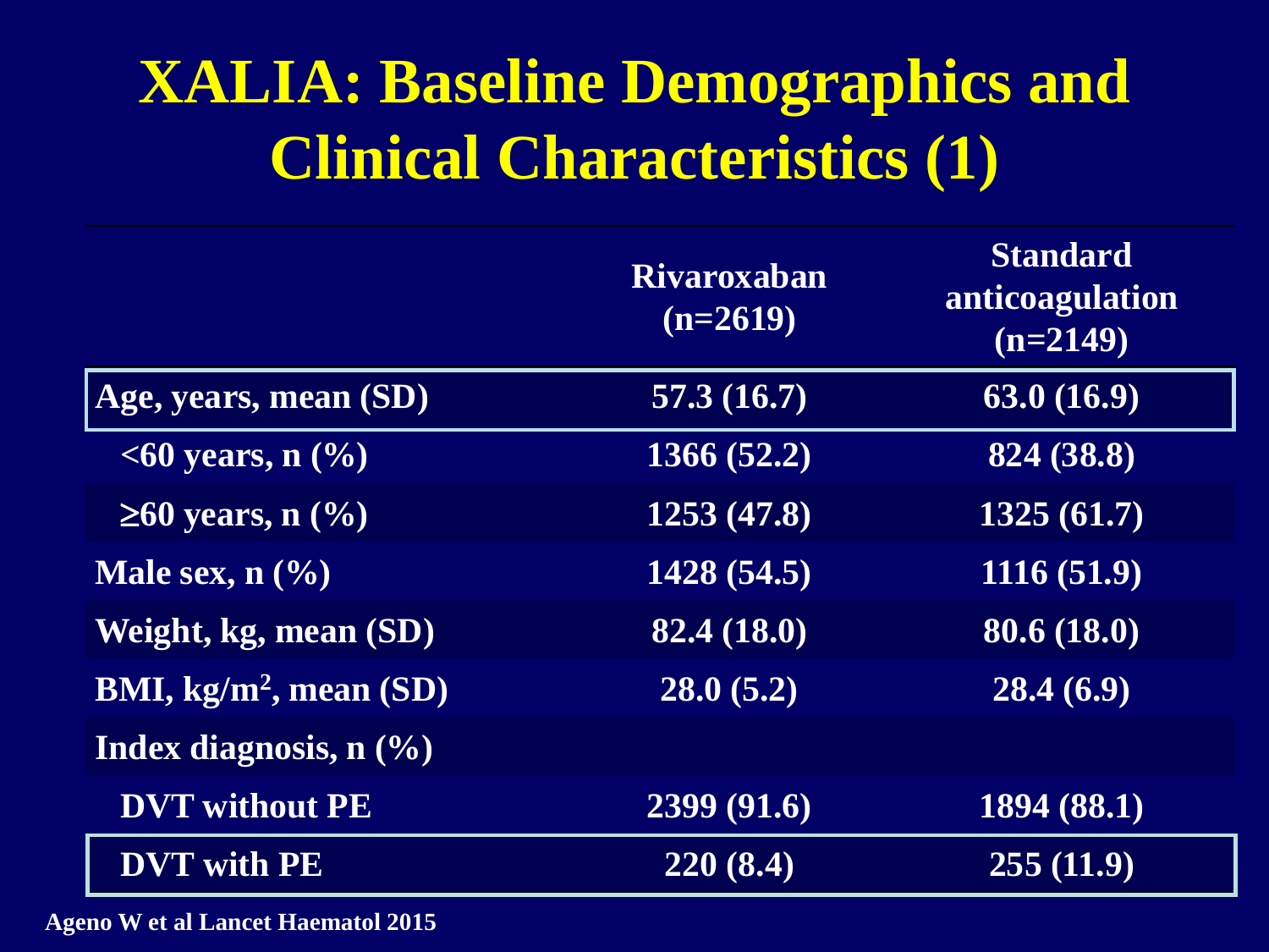# XALIA: Baseline Demographics and Clinical Characteristics (1)

| | Rivaroxaban (n=2619) | Standard anticoagulation (n=2149) |
|---|---|---|
| Age, years, mean (SD) | 57.3 (16.7) | 63.0 (16.9) |
| <60 years, n (%) | 1366 (52.2) | 824 (38.8) |
| ≥60 years, n (%) | 1253 (47.8) | 1325 (61.7) |
| Male sex, n (%) | 1428 (54.5) | 1116 (51.9) |
| Weight, kg, mean (SD) | 82.4 (18.0) | 80.6 (18.0) |
| BMI, kg/m$^2$, mean (SD) | 28.0 (5.2) | 28.4 (6.9) |
| Index diagnosis, n (%) | | |
| DVT without PE | 2399 (91.6) | 1894 (88.1) |
| DVT with PE | 220 (8.4) | 255 (11.9) |

Ageno W et al Lancet Haematol 2015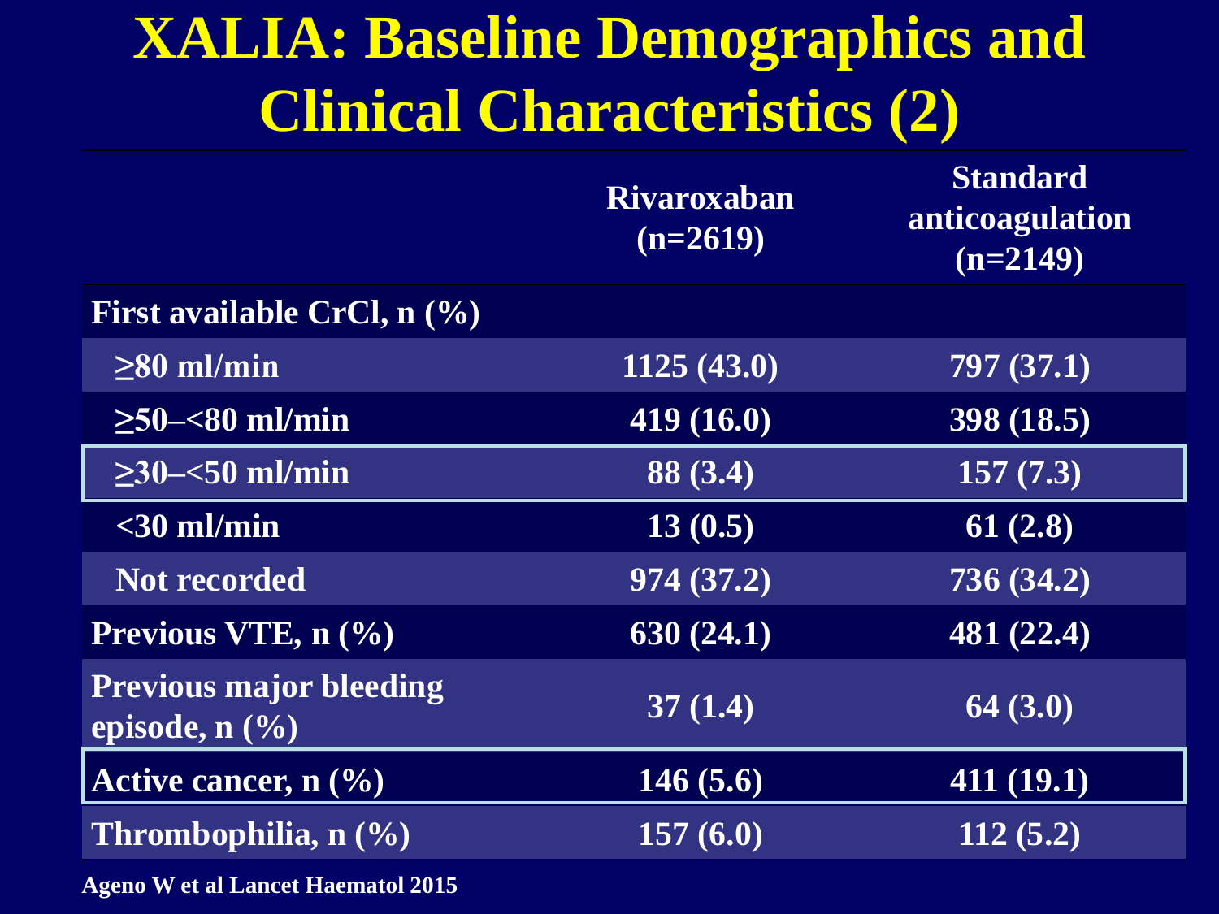# XALIA: Baseline Demographics and Clinical Characteristics (2)

| | Rivaroxaban (n=2619) | Standard anticoagulation (n=2149) |
|---|---|---|
| **First available CrCl, n (%)** | | |
| ≥80 ml/min | 1125 (43.0) | 797 (37.1) |
| ≥50–<80 ml/min | 419 (16.0) | 398 (18.5) |
| ≥30–<50 ml/min | 88 (3.4) | 157 (7.3) |
| <30 ml/min | 13 (0.5) | 61 (2.8) |
| Not recorded | 974 (37.2) | 736 (34.2) |
| **Previous VTE, n (%)** | 630 (24.1) | 481 (22.4) |
| **Previous major bleeding episode, n (%)** | 37 (1.4) | 64 (3.0) |
| **Active cancer, n (%)** | 146 (5.6) | 411 (19.1) |
| **Thrombophilia, n (%)** | 157 (6.0) | 112 (5.2) |

Ageno W et al Lancet Haematol 2015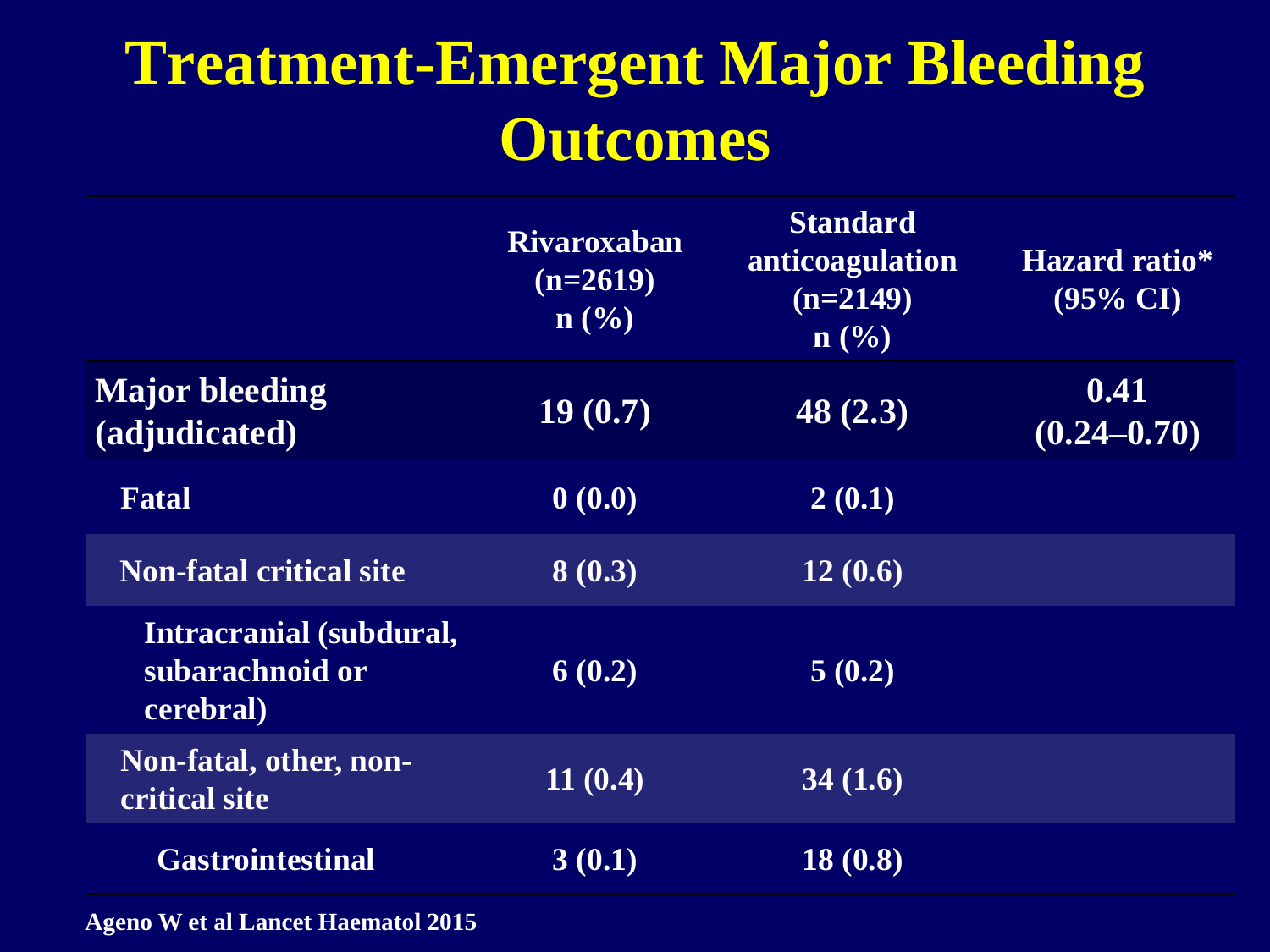# Treatment-Emergent Major Bleeding Outcomes

| | Rivaroxaban (n=2619) n (%) | Standard anticoagulation (n=2149) n (%) | Hazard ratio* (95% CI) |
|---|---|---|---|
| **Major bleeding (adjudicated)** | 19 (0.7) | 48 (2.3) | 0.41 (0.24–0.70) |
| Fatal | 0 (0.0) | 2 (0.1) | |
| Non-fatal critical site | 8 (0.3) | 12 (0.6) | |
| Intracranial (subdural, subarachnoid or cerebral) | 6 (0.2) | 5 (0.2) | |
| Non-fatal, other, non-critical site | 11 (0.4) | 34 (1.6) | |
| Gastrointestinal | 3 (0.1) | 18 (0.8) | |

Ageno W et al Lancet Haematol 2015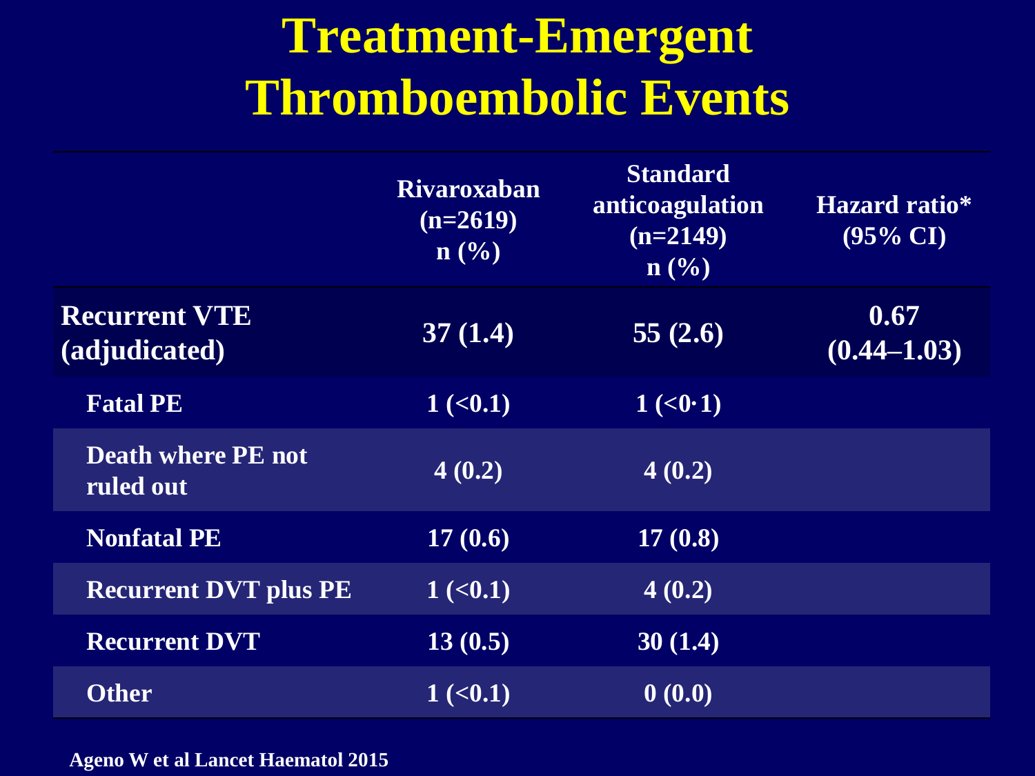# Treatment-Emergent Thromboembolic Events

| | Rivaroxaban (n=2619) n (%) | Standard anticoagulation (n=2149) n (%) | Hazard ratio* (95% CI) |
|---|---|---|---|
| **Recurrent VTE (adjudicated)** | **37 (1.4)** | **55 (2.6)** | **0.67 (0.44–1.03)** |
| Fatal PE | 1 (<0.1) | 1 (<0·1) | |
| Death where PE not ruled out | 4 (0.2) | 4 (0.2) | |
| Nonfatal PE | 17 (0.6) | 17 (0.8) | |
| Recurrent DVT plus PE | 1 (<0.1) | 4 (0.2) | |
| Recurrent DVT | 13 (0.5) | 30 (1.4) | |
| Other | 1 (<0.1) | 0 (0.0) | |

Ageno W et al Lancet Haematol 2015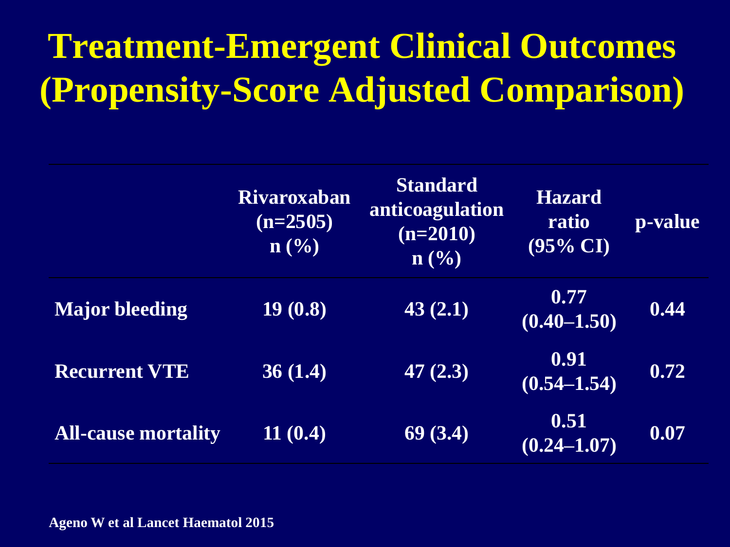# Treatment-Emergent Clinical Outcomes (Propensity-Score Adjusted Comparison)

| | Rivaroxaban (n=2505) n (%) | Standard anticoagulation (n=2010) n (%) | Hazard ratio (95% CI) | p-value |
|---|---|---|---|---|
| **Major bleeding** | 19 (0.8) | 43 (2.1) | 0.77 (0.40–1.50) | 0.44 |
| **Recurrent VTE** | 36 (1.4) | 47 (2.3) | 0.91 (0.54–1.54) | 0.72 |
| **All-cause mortality** | 11 (0.4) | 69 (3.4) | 0.51 (0.24–1.07) | 0.07 |

Ageno W et al Lancet Haematol 2015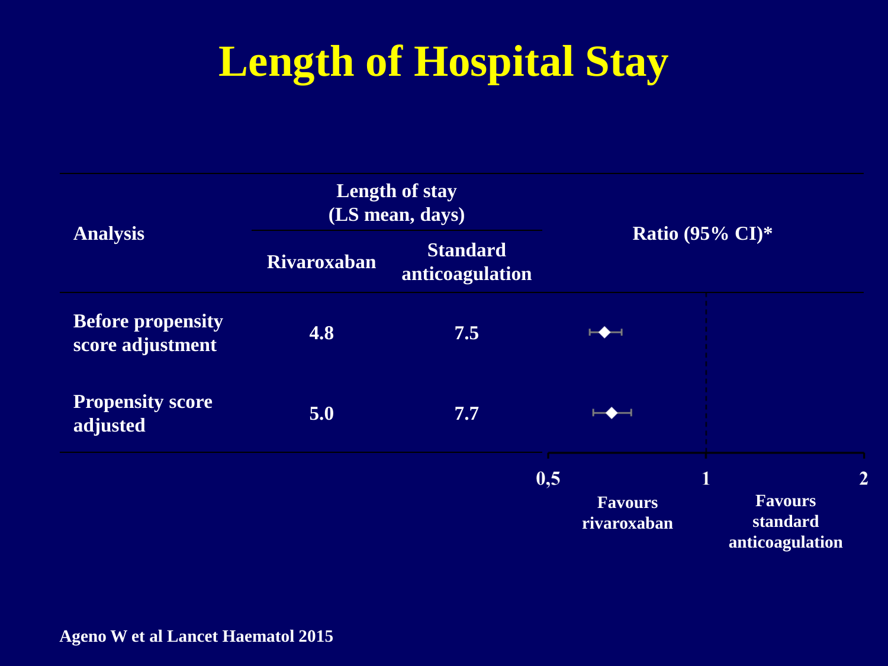# Length of Hospital Stay

| Analysis | Length of stay (LS mean, days) | | Ratio (95% CI)* |
|---|---|---|---|
| | Rivaroxaban | Standard anticoagulation | |
| Before propensity score adjustment | 4.8 | 7.5 | |
| Propensity score adjusted | 5.0 | 7.7 | |

0,5 — 1 — 2

Favours rivaroxaban | Favours standard anticoagulation

Ageno W et al Lancet Haematol 2015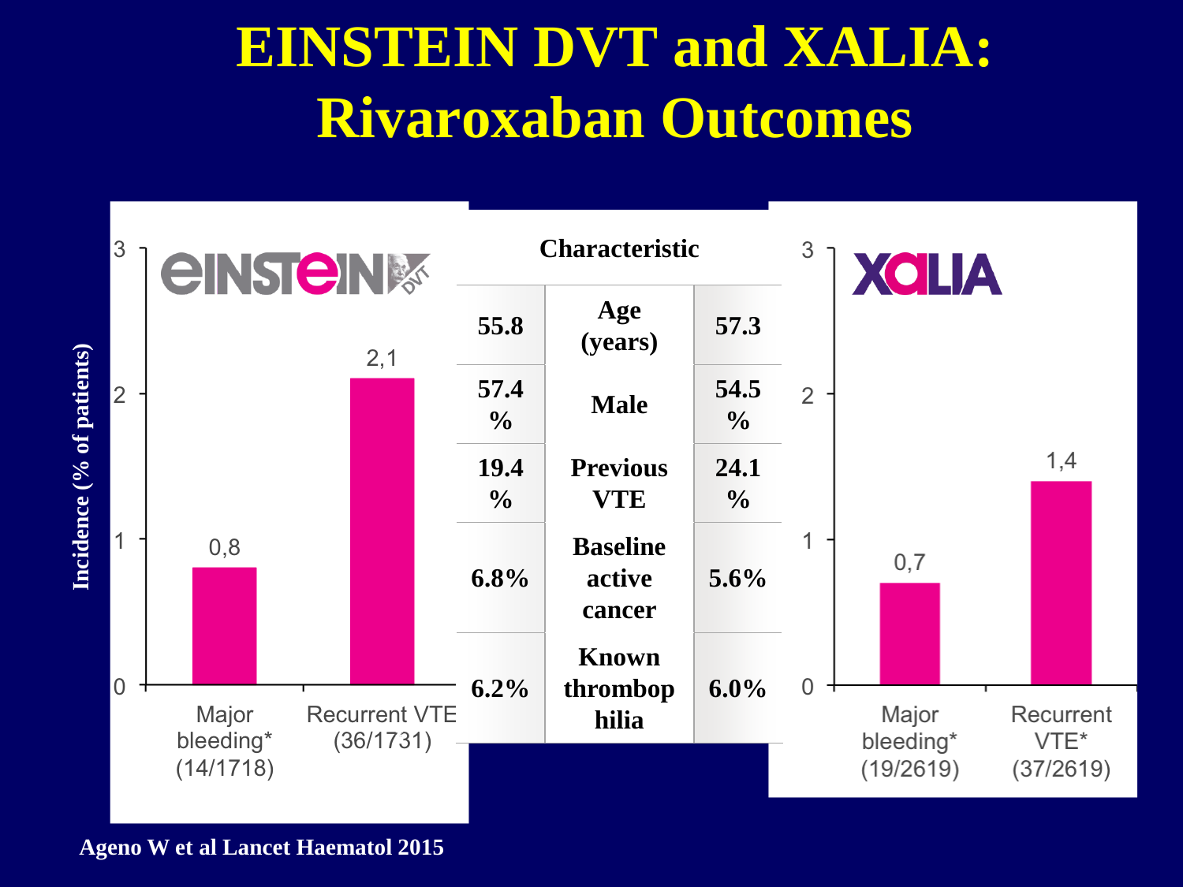# EINSTEIN DVT and XALIA: Rivaroxaban Outcomes

**EINSTEIN DVT** — Incidence (% of patients)

| Outcome | Incidence |
| --- | --- |
| Major bleeding* (14/1718) | 0,8 |
| Recurrent VTE (36/1731) | 2,1 |

| EINSTEIN DVT | Characteristic | XALIA |
| --- | --- | --- |
| 55.8 | Age (years) | 57.3 |
| 57.4 % | Male | 54.5 % |
| 19.4 % | Previous VTE | 24.1 % |
| 6.8% | Baseline active cancer | 5.6% |
| 6.2% | Known thrombophilia | 6.0% |

**XALIA** — Incidence (% of patients)

| Outcome | Incidence |
| --- | --- |
| Major bleeding* (19/2619) | 0,7 |
| Recurrent VTE* (37/2619) | 1,4 |

Ageno W et al Lancet Haematol 2015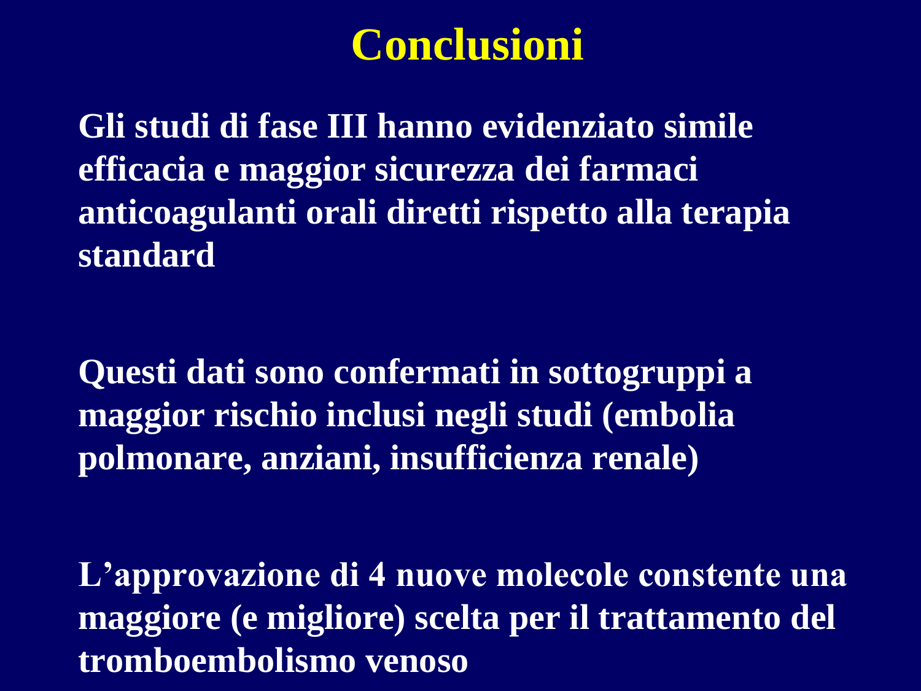# Conclusioni

**Gli studi di fase III hanno evidenziato simile efficacia e maggior sicurezza dei farmaci anticoagulanti orali diretti rispetto alla terapia standard**

**Questi dati sono confermati in sottogruppi a maggior rischio inclusi negli studi (embolia polmonare, anziani, insufficienza renale)**

**L'approvazione di 4 nuove molecole constente una maggiore (e migliore) scelta per il trattamento del tromboembolismo venoso**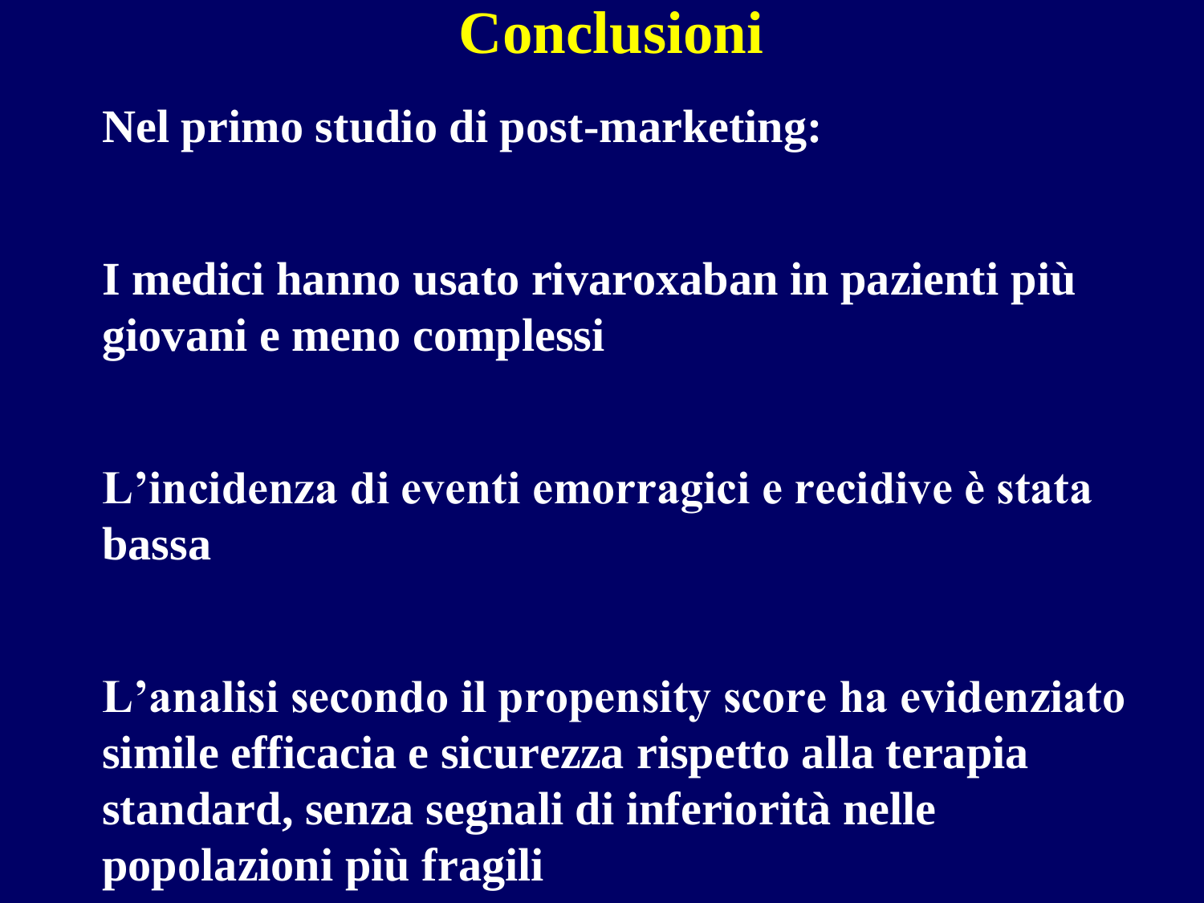# Conclusioni

**Nel primo studio di post-marketing:**

**I medici hanno usato rivaroxaban in pazienti più giovani e meno complessi**

**L'incidenza di eventi emorragici e recidive è stata bassa**

**L'analisi secondo il propensity score ha evidenziato simile efficacia e sicurezza rispetto alla terapia standard, senza segnali di inferiorità nelle popolazioni più fragili**